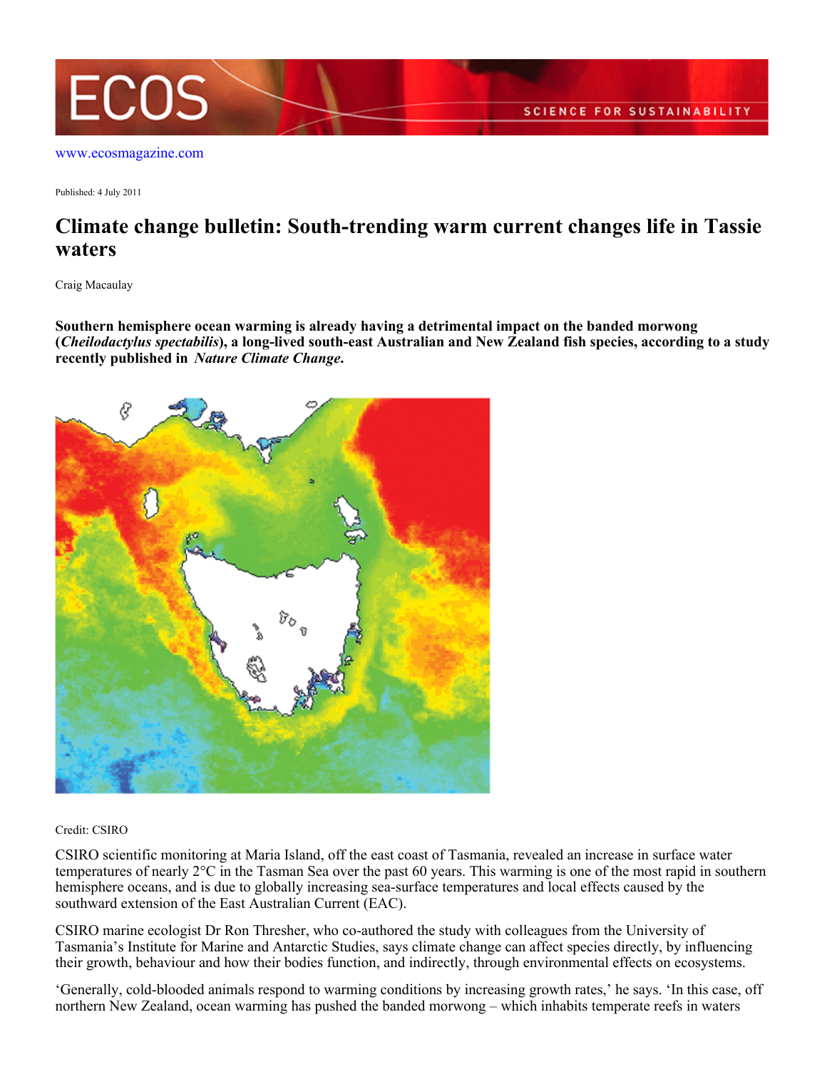www.ecosmagazine.com

Published: 4 July 2011

# Climate change bulletin: South-trending warm current changes life in Tassie waters

Craig Macaulay

**Southern hemisphere ocean warming is already having a detrimental impact on the banded morwong (*Cheilodactylus spectabilis*), a long-lived south-east Australian and New Zealand fish species, according to a study recently published in *Nature Climate Change*.**

Credit: CSIRO

CSIRO scientific monitoring at Maria Island, off the east coast of Tasmania, revealed an increase in surface water temperatures of nearly 2°C in the Tasman Sea over the past 60 years. This warming is one of the most rapid in southern hemisphere oceans, and is due to globally increasing sea-surface temperatures and local effects caused by the southward extension of the East Australian Current (EAC).

CSIRO marine ecologist Dr Ron Thresher, who co-authored the study with colleagues from the University of Tasmania's Institute for Marine and Antarctic Studies, says climate change can affect species directly, by influencing their growth, behaviour and how their bodies function, and indirectly, through environmental effects on ecosystems.

'Generally, cold-blooded animals respond to warming conditions by increasing growth rates,' he says. 'In this case, off northern New Zealand, ocean warming has pushed the banded morwong – which inhabits temperate reefs in waters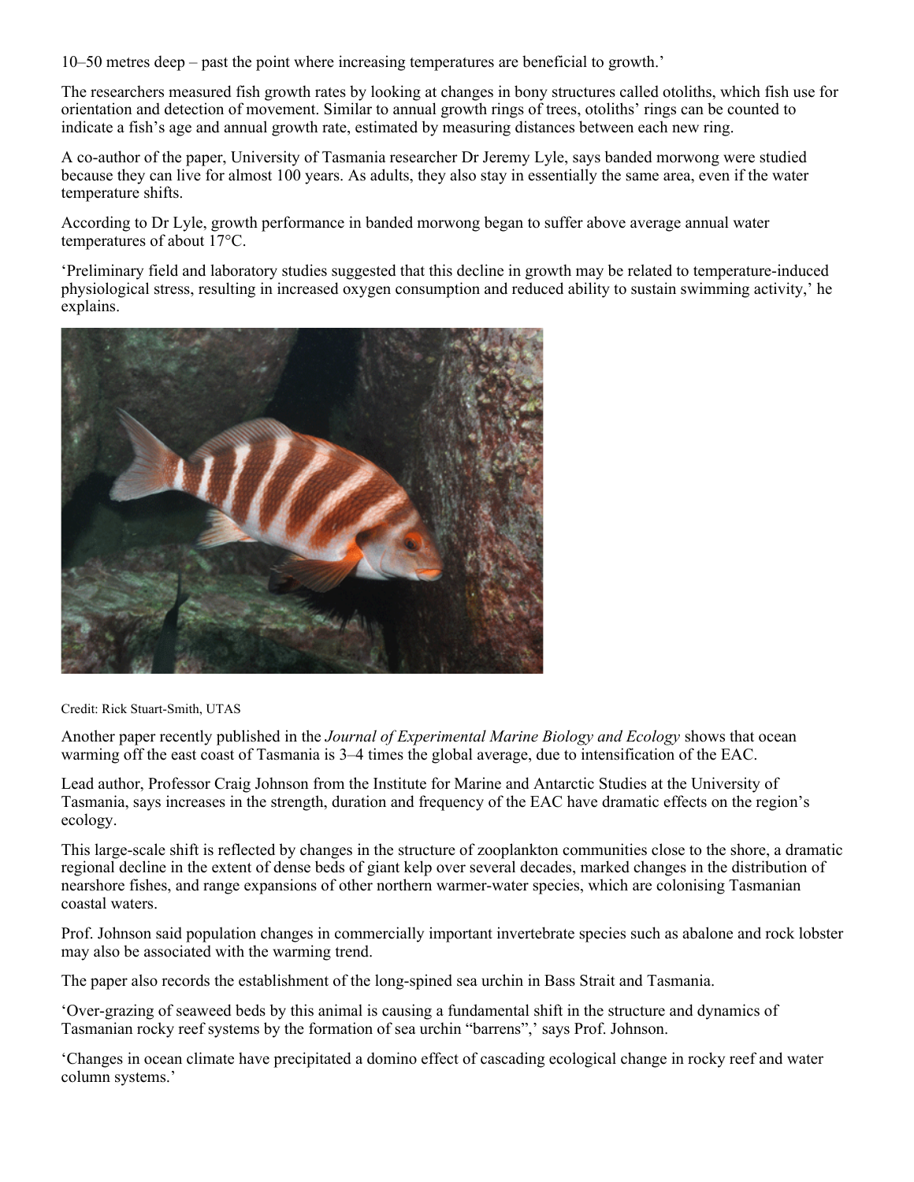10–50 metres deep – past the point where increasing temperatures are beneficial to growth.'

The researchers measured fish growth rates by looking at changes in bony structures called otoliths, which fish use for orientation and detection of movement. Similar to annual growth rings of trees, otoliths' rings can be counted to indicate a fish's age and annual growth rate, estimated by measuring distances between each new ring.

A co-author of the paper, University of Tasmania researcher Dr Jeremy Lyle, says banded morwong were studied because they can live for almost 100 years. As adults, they also stay in essentially the same area, even if the water temperature shifts.

According to Dr Lyle, growth performance in banded morwong began to suffer above average annual water temperatures of about 17°C.

'Preliminary field and laboratory studies suggested that this decline in growth may be related to temperature-induced physiological stress, resulting in increased oxygen consumption and reduced ability to sustain swimming activity,' he explains.

Credit: Rick Stuart-Smith, UTAS

Another paper recently published in the *Journal of Experimental Marine Biology and Ecology* shows that ocean warming off the east coast of Tasmania is 3–4 times the global average, due to intensification of the EAC.

Lead author, Professor Craig Johnson from the Institute for Marine and Antarctic Studies at the University of Tasmania, says increases in the strength, duration and frequency of the EAC have dramatic effects on the region's ecology.

This large-scale shift is reflected by changes in the structure of zooplankton communities close to the shore, a dramatic regional decline in the extent of dense beds of giant kelp over several decades, marked changes in the distribution of nearshore fishes, and range expansions of other northern warmer-water species, which are colonising Tasmanian coastal waters.

Prof. Johnson said population changes in commercially important invertebrate species such as abalone and rock lobster may also be associated with the warming trend.

The paper also records the establishment of the long-spined sea urchin in Bass Strait and Tasmania.

'Over-grazing of seaweed beds by this animal is causing a fundamental shift in the structure and dynamics of Tasmanian rocky reef systems by the formation of sea urchin "barrens",' says Prof. Johnson.

'Changes in ocean climate have precipitated a domino effect of cascading ecological change in rocky reef and water column systems.'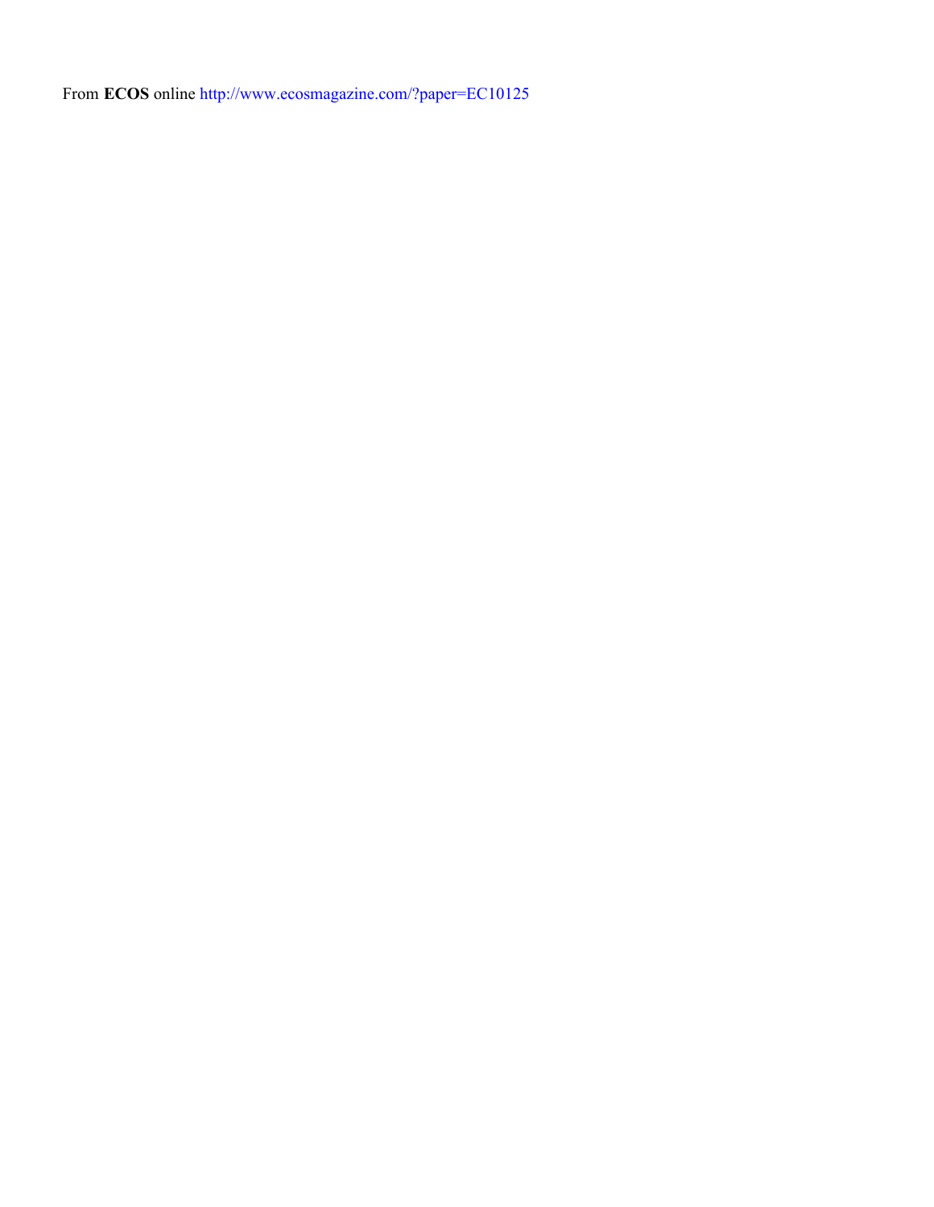From **ECOS** online http://www.ecosmagazine.com/?paper=EC10125